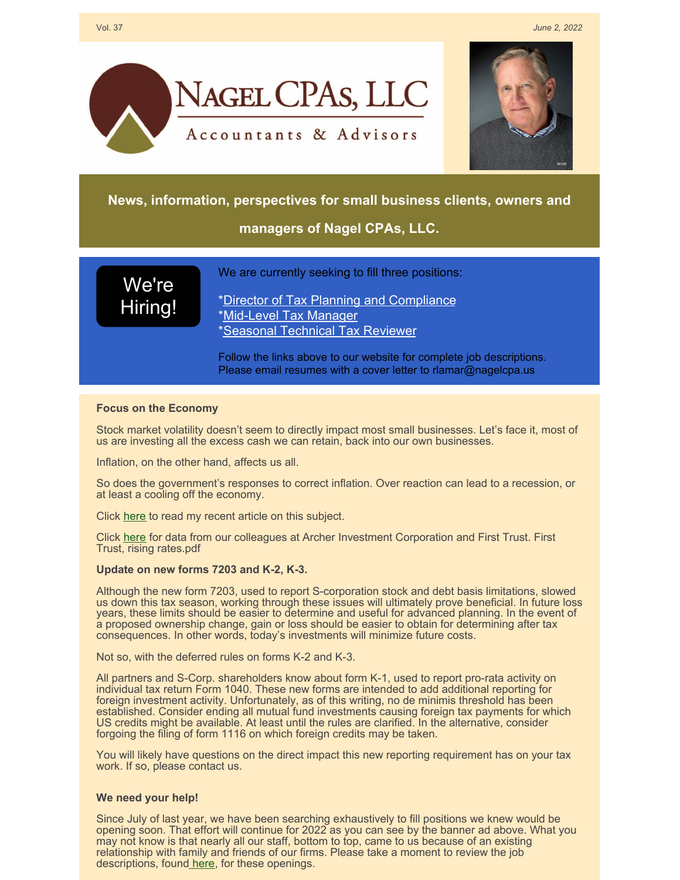Vol. 37 *June 2, 2022*

# NAGEL CPAs, LLC

Accountants & Advisors

**News, information, perspectives for small business clients, owners and managers of Nagel CPAs, LLC.**

We're Hiring!

We are currently seeking to fill three positions:

*Director of Tax Planning and Compliance
*Mid-Level Tax Manager
*Seasonal Technical Tax Reviewer

Follow the links above to our website for complete job descriptions.
Please email resumes with a cover letter to rlamar@nagelcpa.us

**Focus on the Economy**

Stock market volatility doesn't seem to directly impact most small businesses. Let's face it, most of us are investing all the excess cash we can retain, back into our own businesses.

Inflation, on the other hand, affects us all.

So does the government's responses to correct inflation. Over reaction can lead to a recession, or at least a cooling off the economy.

Click here to read my recent article on this subject.

Click here for data from our colleagues at Archer Investment Corporation and First Trust. First Trust, rising rates.pdf

**Update on new forms 7203 and K-2, K-3.**

Although the new form 7203, used to report S-corporation stock and debt basis limitations, slowed us down this tax season, working through these issues will ultimately prove beneficial. In future loss years, these limits should be easier to determine and useful for advanced planning. In the event of a proposed ownership change, gain or loss should be easier to obtain for determining after tax consequences. In other words, today's investments will minimize future costs.

Not so, with the deferred rules on forms K-2 and K-3.

All partners and S-Corp. shareholders know about form K-1, used to report pro-rata activity on individual tax return Form 1040. These new forms are intended to add additional reporting for foreign investment activity. Unfortunately, as of this writing, no de minimis threshold has been established. Consider ending all mutual fund investments causing foreign tax payments for which US credits might be available. At least until the rules are clarified. In the alternative, consider forgoing the filing of form 1116 on which foreign credits may be taken.

You will likely have questions on the direct impact this new reporting requirement has on your tax work. If so, please contact us.

**We need your help!**

Since July of last year, we have been searching exhaustively to fill positions we knew would be opening soon. That effort will continue for 2022 as you can see by the banner ad above. What you may not know is that nearly all our staff, bottom to top, came to us because of an existing relationship with family and friends of our firms. Please take a moment to review the job descriptions, found here, for these openings.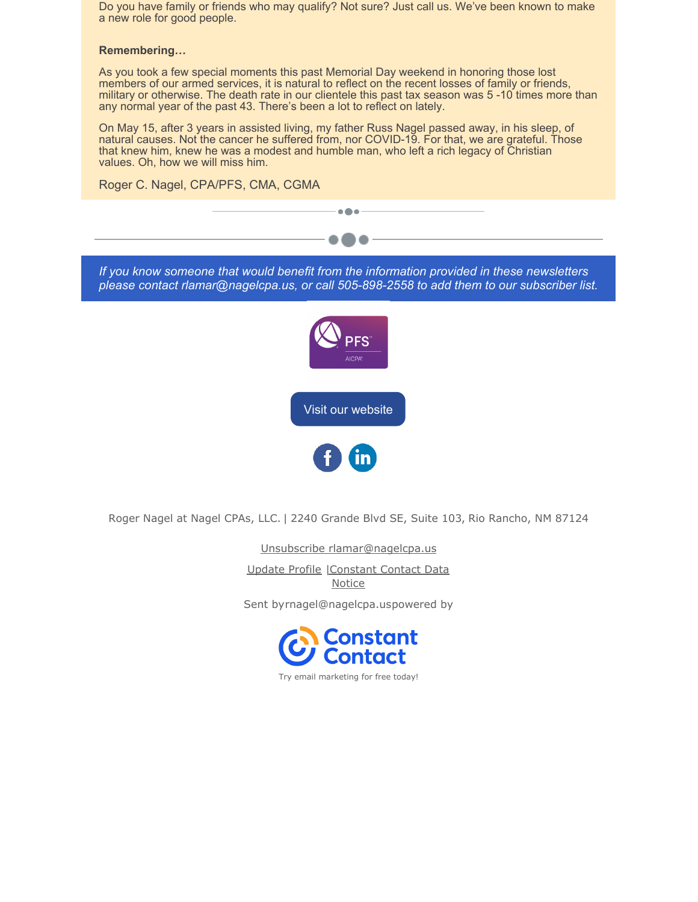Do you have family or friends who may qualify? Not sure? Just call us. We've been known to make a new role for good people.

**Remembering…**

As you took a few special moments this past Memorial Day weekend in honoring those lost members of our armed services, it is natural to reflect on the recent losses of family or friends, military or otherwise. The death rate in our clientele this past tax season was 5 -10 times more than any normal year of the past 43. There's been a lot to reflect on lately.

On May 15, after 3 years in assisted living, my father Russ Nagel passed away, in his sleep, of natural causes. Not the cancer he suffered from, nor COVID-19. For that, we are grateful. Those that knew him, knew he was a modest and humble man, who left a rich legacy of Christian values. Oh, how we will miss him.

Roger C. Nagel, CPA/PFS, CMA, CGMA

*If you know someone that would benefit from the information provided in these newsletters please contact rlamar@nagelcpa.us, or call 505-898-2558 to add them to our subscriber list.*

PFS AICPA

Visit our website

Roger Nagel at Nagel CPAs, LLC. | 2240 Grande Blvd SE, Suite 103, Rio Rancho, NM 87124

Unsubscribe rlamar@nagelcpa.us

Update Profile | Constant Contact Data Notice

Sent by rnagel@nagelcpa.us powered by

Constant Contact

Try email marketing for free today!